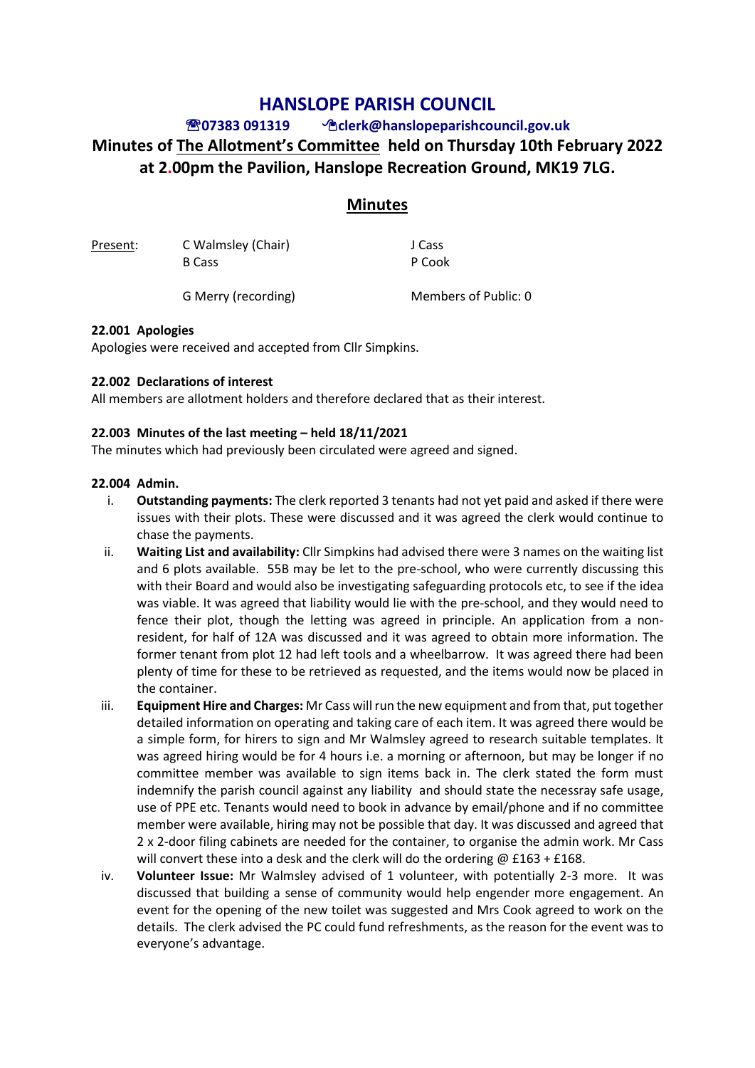# HANSLOPE PARISH COUNCIL

**☎07383 091319 ✉clerk@hanslopeparishcouncil.gov.uk**

## Minutes of The Allotment's Committee held on Thursday 10th February 2022 at 2.00pm the Pavilion, Hanslope Recreation Ground, MK19 7LG.

## Minutes

| Present: | C Walmsley (Chair) | J Cass |
|---|---|---|
| | B Cass | P Cook |
| | G Merry (recording) | Members of Public: 0 |

**22.001 Apologies**

Apologies were received and accepted from Cllr Simpkins.

**22.002 Declarations of interest**

All members are allotment holders and therefore declared that as their interest.

**22.003 Minutes of the last meeting – held 18/11/2021**

The minutes which had previously been circulated were agreed and signed.

**22.004 Admin.**

i. **Outstanding payments:** The clerk reported 3 tenants had not yet paid and asked if there were issues with their plots. These were discussed and it was agreed the clerk would continue to chase the payments.

ii. **Waiting List and availability:** Cllr Simpkins had advised there were 3 names on the waiting list and 6 plots available. 55B may be let to the pre-school, who were currently discussing this with their Board and would also be investigating safeguarding protocols etc, to see if the idea was viable. It was agreed that liability would lie with the pre-school, and they would need to fence their plot, though the letting was agreed in principle. An application from a non-resident, for half of 12A was discussed and it was agreed to obtain more information. The former tenant from plot 12 had left tools and a wheelbarrow. It was agreed there had been plenty of time for these to be retrieved as requested, and the items would now be placed in the container.

iii. **Equipment Hire and Charges:** Mr Cass will run the new equipment and from that, put together detailed information on operating and taking care of each item. It was agreed there would be a simple form, for hirers to sign and Mr Walmsley agreed to research suitable templates. It was agreed hiring would be for 4 hours i.e. a morning or afternoon, but may be longer if no committee member was available to sign items back in. The clerk stated the form must indemnify the parish council against any liability and should state the necessray safe usage, use of PPE etc. Tenants would need to book in advance by email/phone and if no committee member were available, hiring may not be possible that day. It was discussed and agreed that 2 x 2-door filing cabinets are needed for the container, to organise the admin work. Mr Cass will convert these into a desk and the clerk will do the ordering @ £163 + £168.

iv. **Volunteer Issue:** Mr Walmsley advised of 1 volunteer, with potentially 2-3 more. It was discussed that building a sense of community would help engender more engagement. An event for the opening of the new toilet was suggested and Mrs Cook agreed to work on the details. The clerk advised the PC could fund refreshments, as the reason for the event was to everyone's advantage.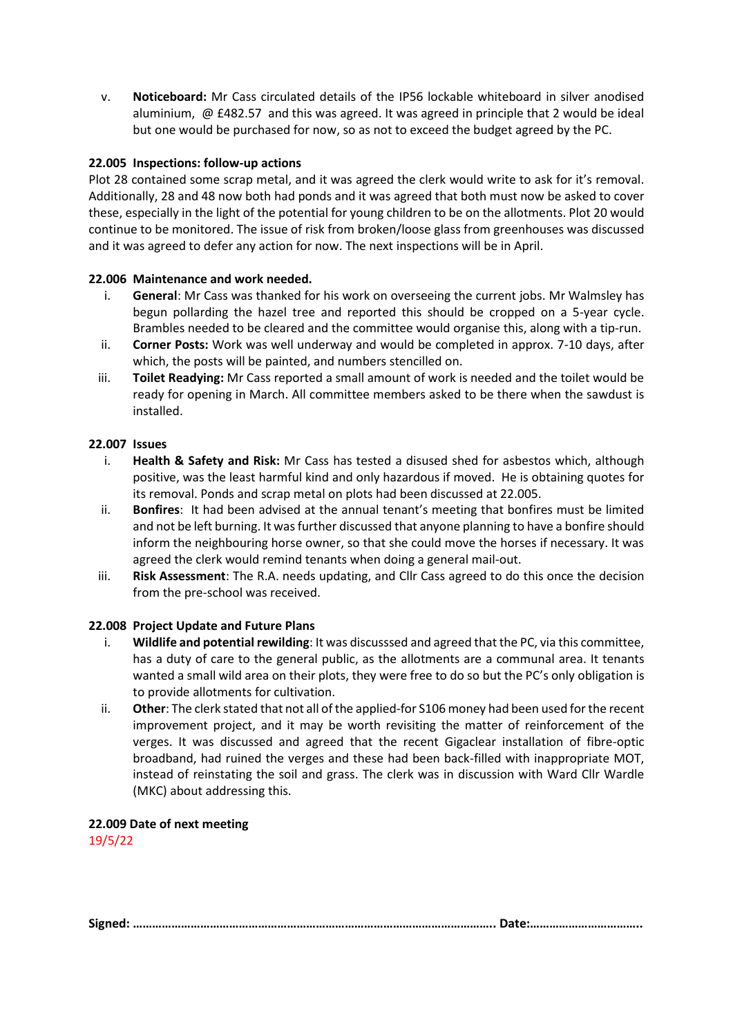v. **Noticeboard:** Mr Cass circulated details of the IP56 lockable whiteboard in silver anodised aluminium, @ £482.57 and this was agreed. It was agreed in principle that 2 would be ideal but one would be purchased for now, so as not to exceed the budget agreed by the PC.

**22.005 Inspections: follow-up actions**

Plot 28 contained some scrap metal, and it was agreed the clerk would write to ask for it's removal. Additionally, 28 and 48 now both had ponds and it was agreed that both must now be asked to cover these, especially in the light of the potential for young children to be on the allotments. Plot 20 would continue to be monitored. The issue of risk from broken/loose glass from greenhouses was discussed and it was agreed to defer any action for now. The next inspections will be in April.

**22.006 Maintenance and work needed.**

i. **General**: Mr Cass was thanked for his work on overseeing the current jobs. Mr Walmsley has begun pollarding the hazel tree and reported this should be cropped on a 5-year cycle. Brambles needed to be cleared and the committee would organise this, along with a tip-run.

ii. **Corner Posts:** Work was well underway and would be completed in approx. 7-10 days, after which, the posts will be painted, and numbers stencilled on.

iii. **Toilet Readying:** Mr Cass reported a small amount of work is needed and the toilet would be ready for opening in March. All committee members asked to be there when the sawdust is installed.

**22.007 Issues**

i. **Health & Safety and Risk:** Mr Cass has tested a disused shed for asbestos which, although positive, was the least harmful kind and only hazardous if moved. He is obtaining quotes for its removal. Ponds and scrap metal on plots had been discussed at 22.005.

ii. **Bonfires**: It had been advised at the annual tenant's meeting that bonfires must be limited and not be left burning. It was further discussed that anyone planning to have a bonfire should inform the neighbouring horse owner, so that she could move the horses if necessary. It was agreed the clerk would remind tenants when doing a general mail-out.

iii. **Risk Assessment**: The R.A. needs updating, and Cllr Cass agreed to do this once the decision from the pre-school was received.

**22.008 Project Update and Future Plans**

i. **Wildlife and potential rewilding**: It was discusssed and agreed that the PC, via this committee, has a duty of care to the general public, as the allotments are a communal area. It tenants wanted a small wild area on their plots, they were free to do so but the PC's only obligation is to provide allotments for cultivation.

ii. **Other**: The clerk stated that not all of the applied-for S106 money had been used for the recent improvement project, and it may be worth revisiting the matter of reinforcement of the verges. It was discussed and agreed that the recent Gigaclear installation of fibre-optic broadband, had ruined the verges and these had been back-filled with inappropriate MOT, instead of reinstating the soil and grass. The clerk was in discussion with Ward Cllr Wardle (MKC) about addressing this.

**22.009 Date of next meeting**

19/5/22

**Signed: ……………………………………………………………………………………………….. Date:……………………………..**